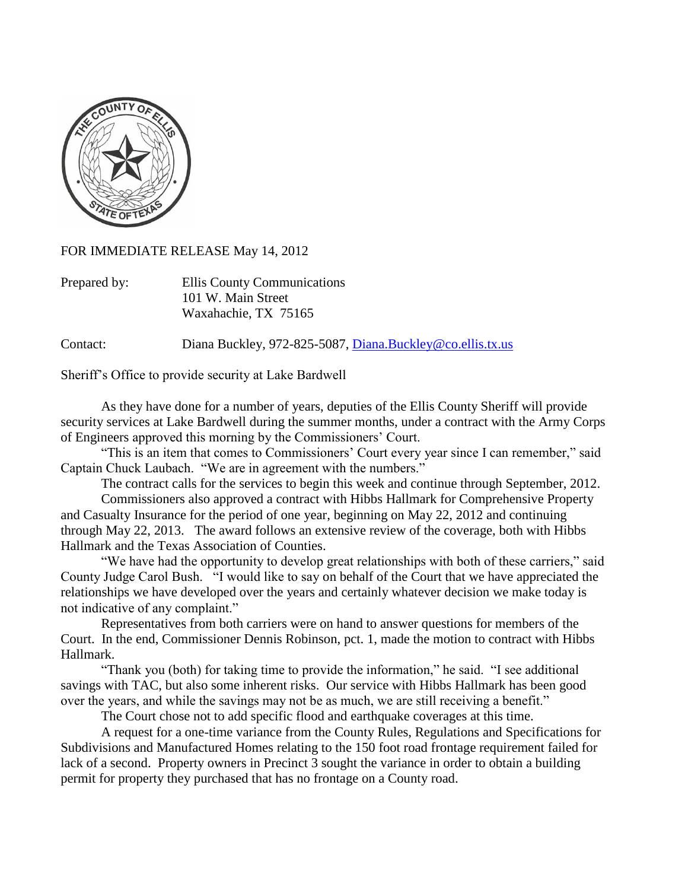FOR IMMEDIATE RELEASE May 14, 2012

Prepared by: Ellis County Communications
101 W. Main Street
Waxahachie, TX 75165

Contact: Diana Buckley, 972-825-5087, [Diana.Buckley@co.ellis.tx.us](mailto:Diana.Buckley@co.ellis.tx.us)

Sheriff's Office to provide security at Lake Bardwell

As they have done for a number of years, deputies of the Ellis County Sheriff will provide security services at Lake Bardwell during the summer months, under a contract with the Army Corps of Engineers approved this morning by the Commissioners' Court.

"This is an item that comes to Commissioners' Court every year since I can remember," said Captain Chuck Laubach. "We are in agreement with the numbers."

The contract calls for the services to begin this week and continue through September, 2012.

Commissioners also approved a contract with Hibbs Hallmark for Comprehensive Property and Casualty Insurance for the period of one year, beginning on May 22, 2012 and continuing through May 22, 2013. The award follows an extensive review of the coverage, both with Hibbs Hallmark and the Texas Association of Counties.

"We have had the opportunity to develop great relationships with both of these carriers," said County Judge Carol Bush. "I would like to say on behalf of the Court that we have appreciated the relationships we have developed over the years and certainly whatever decision we make today is not indicative of any complaint."

Representatives from both carriers were on hand to answer questions for members of the Court. In the end, Commissioner Dennis Robinson, pct. 1, made the motion to contract with Hibbs Hallmark.

"Thank you (both) for taking time to provide the information," he said. "I see additional savings with TAC, but also some inherent risks. Our service with Hibbs Hallmark has been good over the years, and while the savings may not be as much, we are still receiving a benefit."

The Court chose not to add specific flood and earthquake coverages at this time.

A request for a one-time variance from the County Rules, Regulations and Specifications for Subdivisions and Manufactured Homes relating to the 150 foot road frontage requirement failed for lack of a second. Property owners in Precinct 3 sought the variance in order to obtain a building permit for property they purchased that has no frontage on a County road.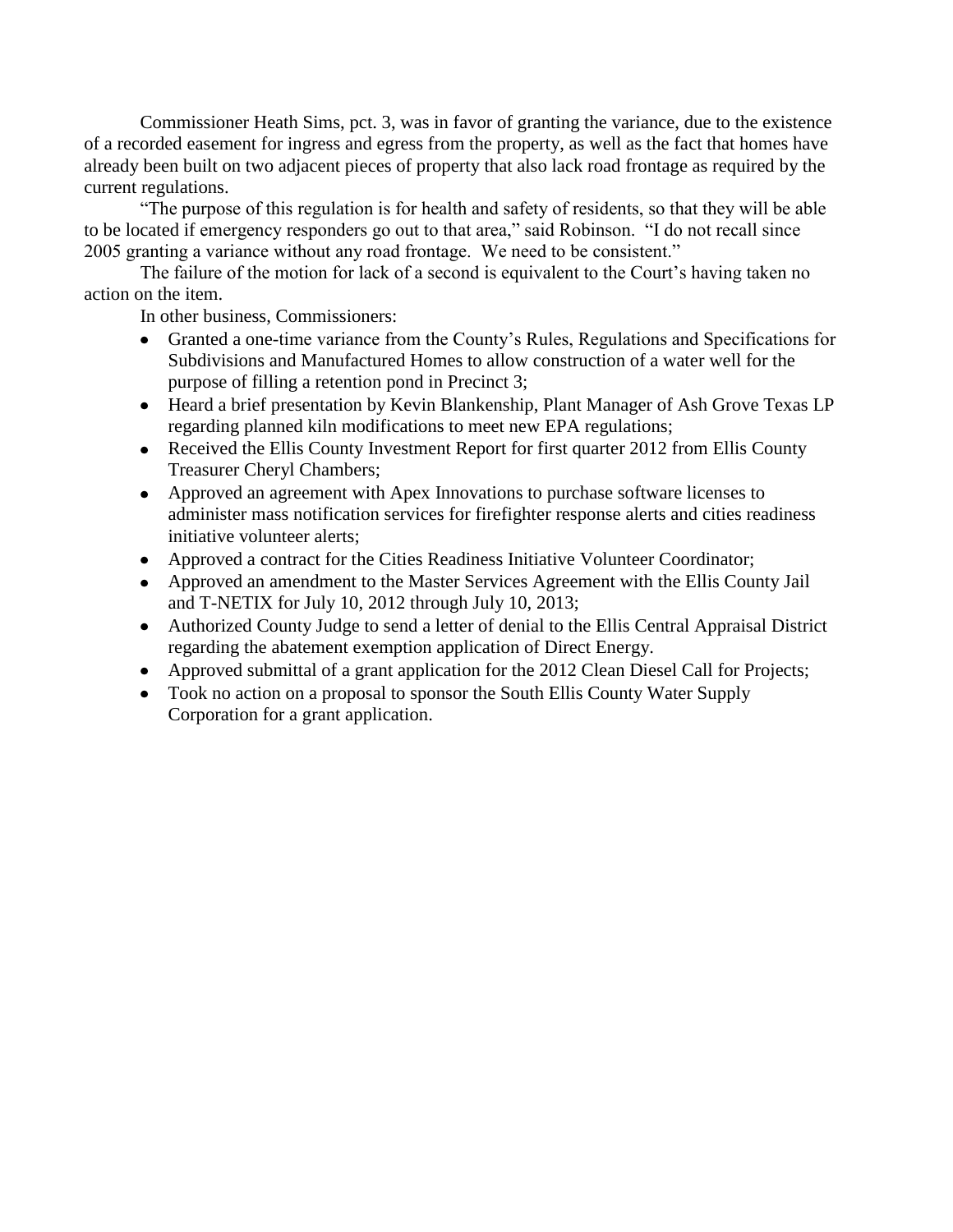Commissioner Heath Sims, pct. 3, was in favor of granting the variance, due to the existence of a recorded easement for ingress and egress from the property, as well as the fact that homes have already been built on two adjacent pieces of property that also lack road frontage as required by the current regulations.

"The purpose of this regulation is for health and safety of residents, so that they will be able to be located if emergency responders go out to that area," said Robinson. "I do not recall since 2005 granting a variance without any road frontage. We need to be consistent."

The failure of the motion for lack of a second is equivalent to the Court's having taken no action on the item.

In other business, Commissioners:

- Granted a one-time variance from the County's Rules, Regulations and Specifications for Subdivisions and Manufactured Homes to allow construction of a water well for the purpose of filling a retention pond in Precinct 3;
- Heard a brief presentation by Kevin Blankenship, Plant Manager of Ash Grove Texas LP regarding planned kiln modifications to meet new EPA regulations;
- Received the Ellis County Investment Report for first quarter 2012 from Ellis County Treasurer Cheryl Chambers;
- Approved an agreement with Apex Innovations to purchase software licenses to administer mass notification services for firefighter response alerts and cities readiness initiative volunteer alerts;
- Approved a contract for the Cities Readiness Initiative Volunteer Coordinator;
- Approved an amendment to the Master Services Agreement with the Ellis County Jail and T-NETIX for July 10, 2012 through July 10, 2013;
- Authorized County Judge to send a letter of denial to the Ellis Central Appraisal District regarding the abatement exemption application of Direct Energy.
- Approved submittal of a grant application for the 2012 Clean Diesel Call for Projects;
- Took no action on a proposal to sponsor the South Ellis County Water Supply Corporation for a grant application.